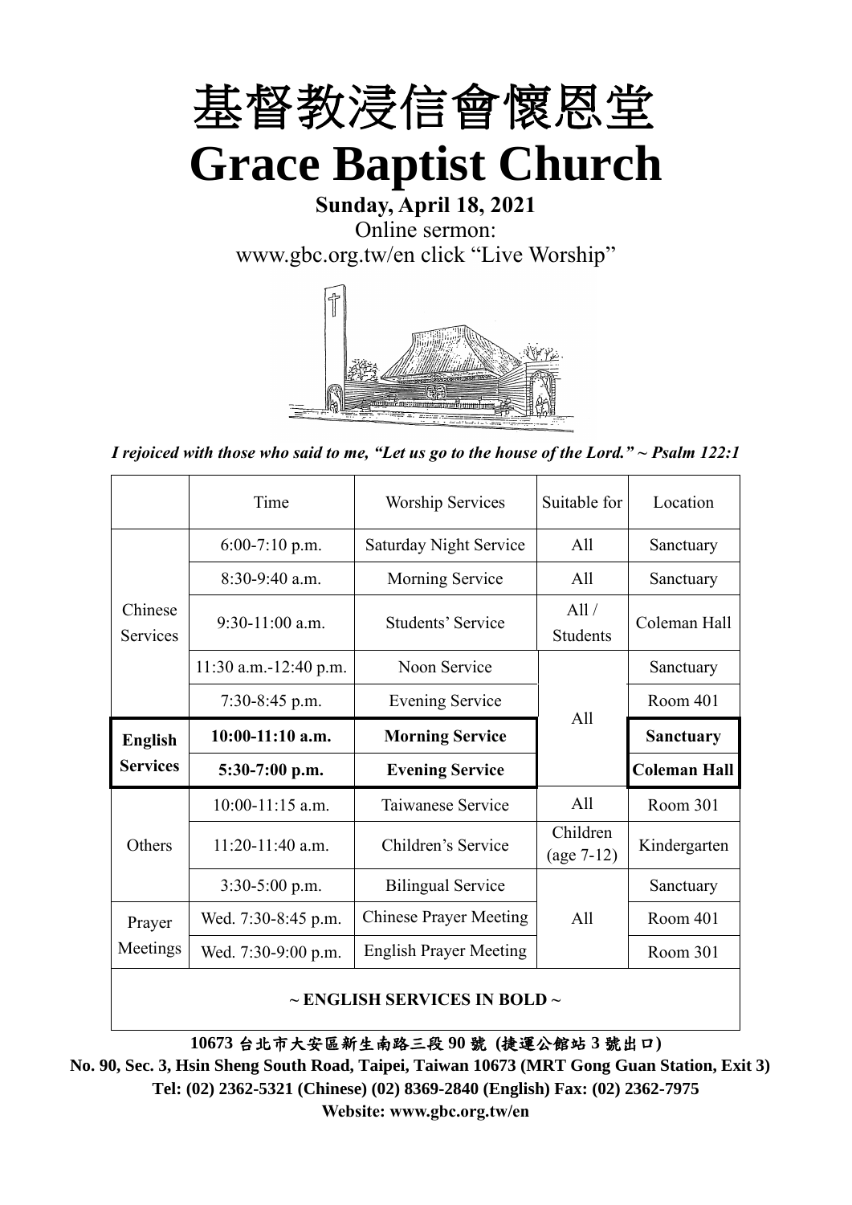# 基督教浸信會懷恩堂

# Grace Baptist Church

**Sunday, April 18, 2021**

Online sermon:

www.gbc.org.tw/en click "Live Worship"

*I rejoiced with those who said to me, "Let us go to the house of the Lord." ~ Psalm 122:1*

| | Time | Worship Services | Suitable for | Location |
|---|---|---|---|---|
| Chinese Services | 6:00-7:10 p.m. | Saturday Night Service | All | Sanctuary |
| | 8:30-9:40 a.m. | Morning Service | All | Sanctuary |
| | 9:30-11:00 a.m. | Students' Service | All / Students | Coleman Hall |
| | 11:30 a.m.-12:40 p.m. | Noon Service | All | Sanctuary |
| | 7:30-8:45 p.m. | Evening Service | | Room 401 |
| **English Services** | **10:00-11:10 a.m.** | **Morning Service** | | **Sanctuary** |
| | **5:30-7:00 p.m.** | **Evening Service** | | **Coleman Hall** |
| Others | 10:00-11:15 a.m. | Taiwanese Service | All | Room 301 |
| | 11:20-11:40 a.m. | Children's Service | Children (age 7-12) | Kindergarten |
| | 3:30-5:00 p.m. | Bilingual Service | All | Sanctuary |
| Prayer Meetings | Wed. 7:30-8:45 p.m. | Chinese Prayer Meeting | | Room 401 |
| | Wed. 7:30-9:00 p.m. | English Prayer Meeting | | Room 301 |

**~ ENGLISH SERVICES IN BOLD ~**

**10673 台北市大安區新生南路三段 90 號 (捷運公館站 3 號出口)**

**No. 90, Sec. 3, Hsin Sheng South Road, Taipei, Taiwan 10673 (MRT Gong Guan Station, Exit 3)**

**Tel: (02) 2362-5321 (Chinese) (02) 8369-2840 (English) Fax: (02) 2362-7975**

**Website: www.gbc.org.tw/en**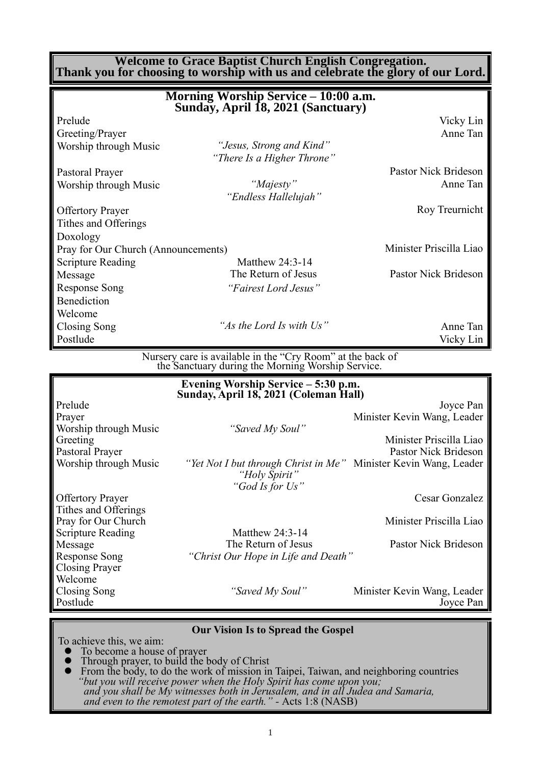**Welcome to Grace Baptist Church English Congregation.**
**Thank you for choosing to worship with us and celebrate the glory of our Lord.**

## Morning Worship Service – 10:00 a.m.
## Sunday, April 18, 2021 (Sanctuary)

| | | |
|---|---|---|
| Prelude | | Vicky Lin |
| Greeting/Prayer | | Anne Tan |
| Worship through Music | *"Jesus, Strong and Kind"* *"There Is a Higher Throne"* | |
| Pastoral Prayer | | Pastor Nick Brideson |
| Worship through Music | *"Majesty"* *"Endless Hallelujah"* | Anne Tan |
| Offertory Prayer | | Roy Treurnicht |
| Tithes and Offerings | | |
| Doxology | | |
| Pray for Our Church (Announcements) | | Minister Priscilla Liao |
| Scripture Reading | Matthew 24:3-14 | |
| Message | The Return of Jesus | Pastor Nick Brideson |
| Response Song | *"Fairest Lord Jesus"* | |
| Benediction | | |
| Welcome | | |
| Closing Song | *"As the Lord Is with Us"* | Anne Tan |
| Postlude | | Vicky Lin |

Nursery care is available in the "Cry Room" at the back of the Sanctuary during the Morning Worship Service.

## Evening Worship Service – 5:30 p.m.
## Sunday, April 18, 2021 (Coleman Hall)

| | | |
|---|---|---|
| Prelude | | Joyce Pan |
| Prayer | | Minister Kevin Wang, Leader |
| Worship through Music | *"Saved My Soul"* | |
| Greeting | | Minister Priscilla Liao |
| Pastoral Prayer | | Pastor Nick Brideson |
| Worship through Music | *"Yet Not I but through Christ in Me"* *"Holy Spirit"* *"God Is for Us"* | Minister Kevin Wang, Leader |
| Offertory Prayer | | Cesar Gonzalez |
| Tithes and Offerings | | |
| Pray for Our Church | | Minister Priscilla Liao |
| Scripture Reading | Matthew 24:3-14 | |
| Message | The Return of Jesus | Pastor Nick Brideson |
| Response Song | *"Christ Our Hope in Life and Death"* | |
| Closing Prayer | | |
| Welcome | | |
| Closing Song | *"Saved My Soul"* | Minister Kevin Wang, Leader |
| Postlude | | Joyce Pan |

### Our Vision Is to Spread the Gospel

To achieve this, we aim:

- To become a house of prayer
- Through prayer, to build the body of Christ
- From the body, to do the work of mission in Taipei, Taiwan, and neighboring countries

*"but you will receive power when the Holy Spirit has come upon you; and you shall be My witnesses both in Jerusalem, and in all Judea and Samaria, and even to the remotest part of the earth."* - Acts 1:8 (NASB)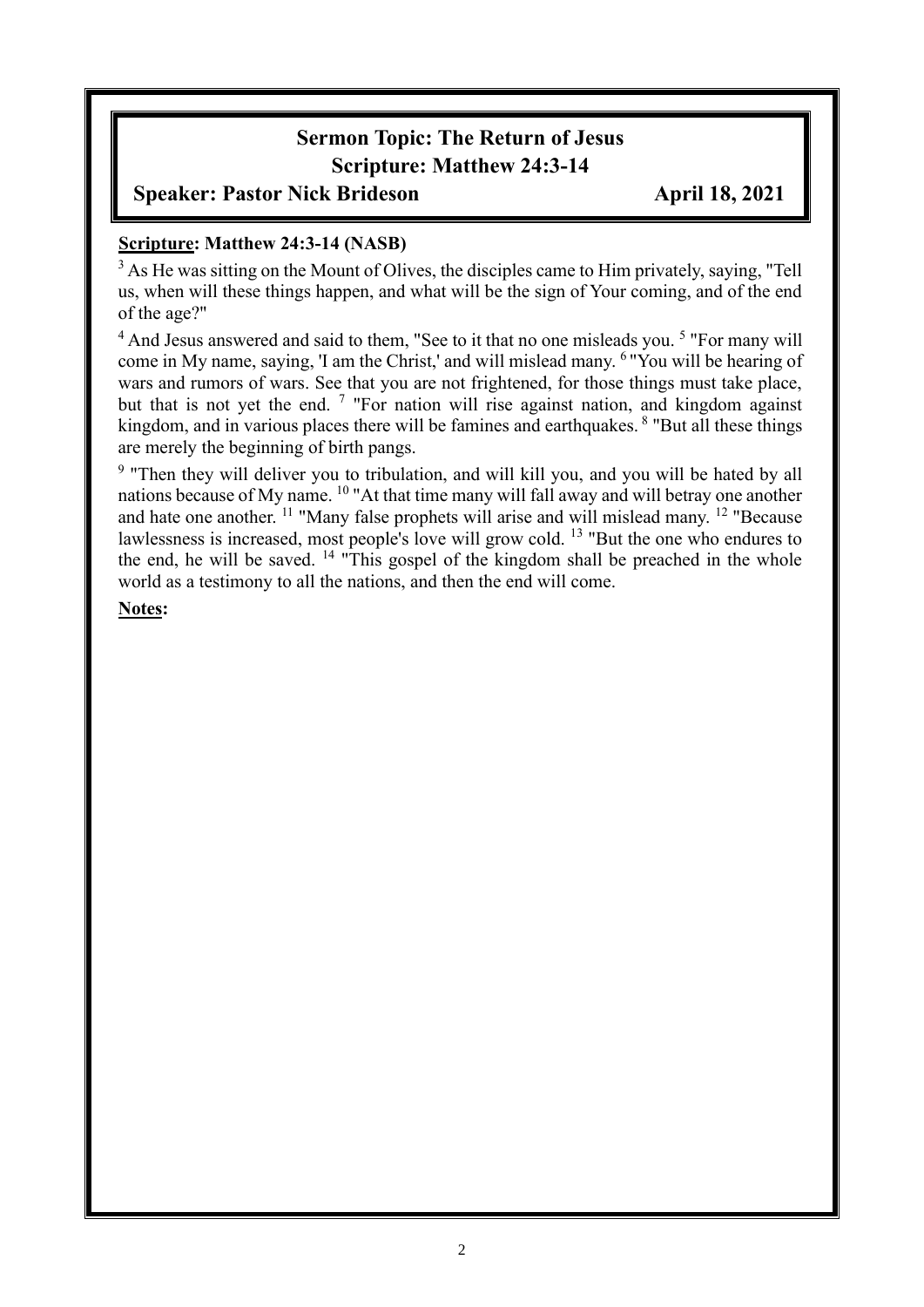## Sermon Topic: The Return of Jesus
## Scripture: Matthew 24:3-14

**Speaker: Pastor Nick Brideson** **April 18, 2021**

**Scripture: Matthew 24:3-14 (NASB)**

[3] As He was sitting on the Mount of Olives, the disciples came to Him privately, saying, "Tell us, when will these things happen, and what will be the sign of Your coming, and of the end of the age?"

[4] And Jesus answered and said to them, "See to it that no one misleads you. [5] "For many will come in My name, saying, 'I am the Christ,' and will mislead many. [6] "You will be hearing of wars and rumors of wars. See that you are not frightened, for those things must take place, but that is not yet the end. [7] "For nation will rise against nation, and kingdom against kingdom, and in various places there will be famines and earthquakes. [8] "But all these things are merely the beginning of birth pangs.

[9] "Then they will deliver you to tribulation, and will kill you, and you will be hated by all nations because of My name. [10] "At that time many will fall away and will betray one another and hate one another. [11] "Many false prophets will arise and will mislead many. [12] "Because lawlessness is increased, most people's love will grow cold. [13] "But the one who endures to the end, he will be saved. [14] "This gospel of the kingdom shall be preached in the whole world as a testimony to all the nations, and then the end will come.

**Notes:**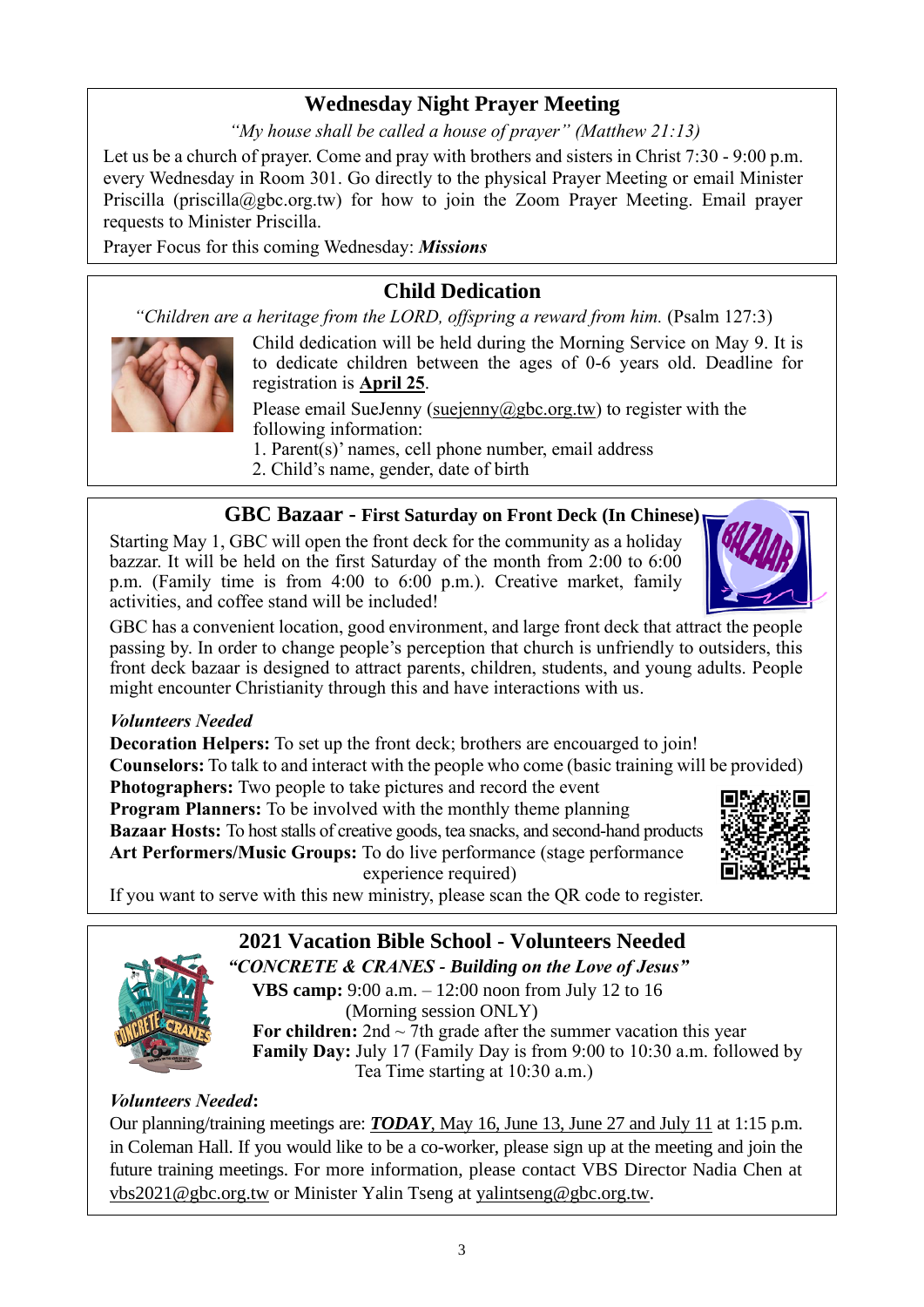## Wednesday Night Prayer Meeting

*"My house shall be called a house of prayer" (Matthew 21:13)*

Let us be a church of prayer. Come and pray with brothers and sisters in Christ 7:30 - 9:00 p.m. every Wednesday in Room 301. Go directly to the physical Prayer Meeting or email Minister Priscilla (priscilla@gbc.org.tw) for how to join the Zoom Prayer Meeting. Email prayer requests to Minister Priscilla.

Prayer Focus for this coming Wednesday: ***Missions***

## Child Dedication

*"Children are a heritage from the LORD, offspring a reward from him.* (Psalm 127:3)

Child dedication will be held during the Morning Service on May 9. It is to dedicate children between the ages of 0-6 years old. Deadline for registration is **April 25**.

Please email SueJenny (suejenny@gbc.org.tw) to register with the following information:

1. Parent(s)' names, cell phone number, email address
2. Child's name, gender, date of birth

## GBC Bazaar - First Saturday on Front Deck (In Chinese)

Starting May 1, GBC will open the front deck for the community as a holiday bazzar. It will be held on the first Saturday of the month from 2:00 to 6:00 p.m. (Family time is from 4:00 to 6:00 p.m.). Creative market, family activities, and coffee stand will be included!

GBC has a convenient location, good environment, and large front deck that attract the people passing by. In order to change people's perception that church is unfriendly to outsiders, this front deck bazaar is designed to attract parents, children, students, and young adults. People might encounter Christianity through this and have interactions with us.

***Volunteers Needed***

**Decoration Helpers:** To set up the front deck; brothers are encouarged to join!
**Counselors:** To talk to and interact with the people who come (basic training will be provided)
**Photographers:** Two people to take pictures and record the event
**Program Planners:** To be involved with the monthly theme planning
**Bazaar Hosts:** To host stalls of creative goods, tea snacks, and second-hand products
**Art Performers/Music Groups:** To do live performance (stage performance experience required)

If you want to serve with this new ministry, please scan the QR code to register.

## 2021 Vacation Bible School - Volunteers Needed

***"CONCRETE & CRANES - Building on the Love of Jesus"***

**VBS camp:** 9:00 a.m. – 12:00 noon from July 12 to 16 (Morning session ONLY)
**For children:** 2nd ~ 7th grade after the summer vacation this year
**Family Day:** July 17 (Family Day is from 9:00 to 10:30 a.m. followed by Tea Time starting at 10:30 a.m.)

***Volunteers Needed*:**

Our planning/training meetings are: ***TODAY***, May 16, June 13, June 27 and July 11 at 1:15 p.m. in Coleman Hall. If you would like to be a co-worker, please sign up at the meeting and join the future training meetings. For more information, please contact VBS Director Nadia Chen at vbs2021@gbc.org.tw or Minister Yalin Tseng at yalintseng@gbc.org.tw.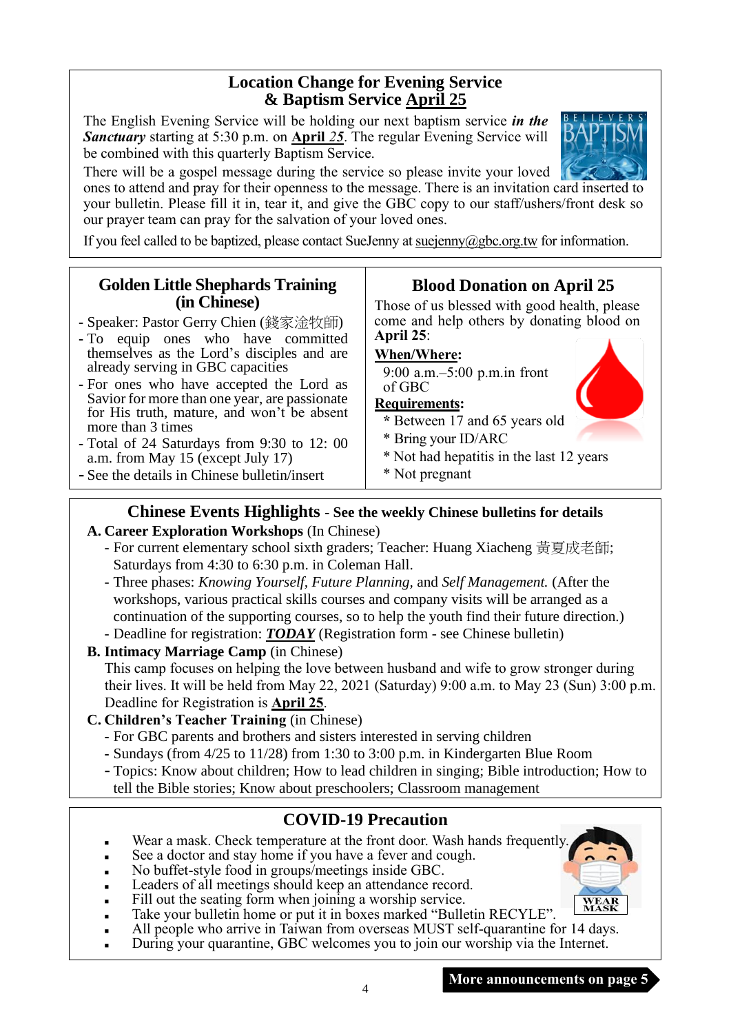## Location Change for Evening Service & Baptism Service April 25

The English Evening Service will be holding our next baptism service ***in the Sanctuary*** starting at 5:30 p.m. on **April** ***25***. The regular Evening Service will be combined with this quarterly Baptism Service.

There will be a gospel message during the service so please invite your loved ones to attend and pray for their openness to the message. There is an invitation card inserted to your bulletin. Please fill it in, tear it, and give the GBC copy to our staff/ushers/front desk so our prayer team can pray for the salvation of your loved ones.

If you feel called to be baptized, please contact SueJenny at suejenny@gbc.org.tw for information.

## Golden Little Shephards Training (in Chinese)

- Speaker: Pastor Gerry Chien (錢家淦牧師)
- To equip ones who have committed themselves as the Lord's disciples and are already serving in GBC capacities
- For ones who have accepted the Lord as Savior for more than one year, are passionate for His truth, mature, and won't be absent more than 3 times
- Total of 24 Saturdays from 9:30 to 12: 00 a.m. from May 15 (except July 17)
- See the details in Chinese bulletin/insert

## Blood Donation on April 25

Those of us blessed with good health, please come and help others by donating blood on **April 25**:

**When/Where:**

9:00 a.m.–5:00 p.m.in front of GBC

**Requirements:**

* Between 17 and 65 years old
* Bring your ID/ARC
* Not had hepatitis in the last 12 years
* Not pregnant

## Chinese Events Highlights - See the weekly Chinese bulletins for details

**A. Career Exploration Workshops** (In Chinese)

- For current elementary school sixth graders; Teacher: Huang Xiacheng 黃夏成老師; Saturdays from 4:30 to 6:30 p.m. in Coleman Hall.
- Three phases: *Knowing Yourself, Future Planning,* and *Self Management.* (After the workshops, various practical skills courses and company visits will be arranged as a continuation of the supporting courses, so to help the youth find their future direction.)
- Deadline for registration: ***TODAY*** (Registration form - see Chinese bulletin)

**B. Intimacy Marriage Camp** (in Chinese)

This camp focuses on helping the love between husband and wife to grow stronger during their lives. It will be held from May 22, 2021 (Saturday) 9:00 a.m. to May 23 (Sun) 3:00 p.m. Deadline for Registration is **April 25**.

**C. Children's Teacher Training** (in Chinese)

- For GBC parents and brothers and sisters interested in serving children
- Sundays (from 4/25 to 11/28) from 1:30 to 3:00 p.m. in Kindergarten Blue Room
- Topics: Know about children; How to lead children in singing; Bible introduction; How to tell the Bible stories; Know about preschoolers; Classroom management

## COVID-19 Precaution

- Wear a mask. Check temperature at the front door. Wash hands frequently.
- See a doctor and stay home if you have a fever and cough.
- No buffet-style food in groups/meetings inside GBC.
- Leaders of all meetings should keep an attendance record.
- Fill out the seating form when joining a worship service.
- Take your bulletin home or put it in boxes marked "Bulletin RECYLE".
- All people who arrive in Taiwan from overseas MUST self-quarantine for 14 days.
- During your quarantine, GBC welcomes you to join our worship via the Internet.

**More announcements on page 5**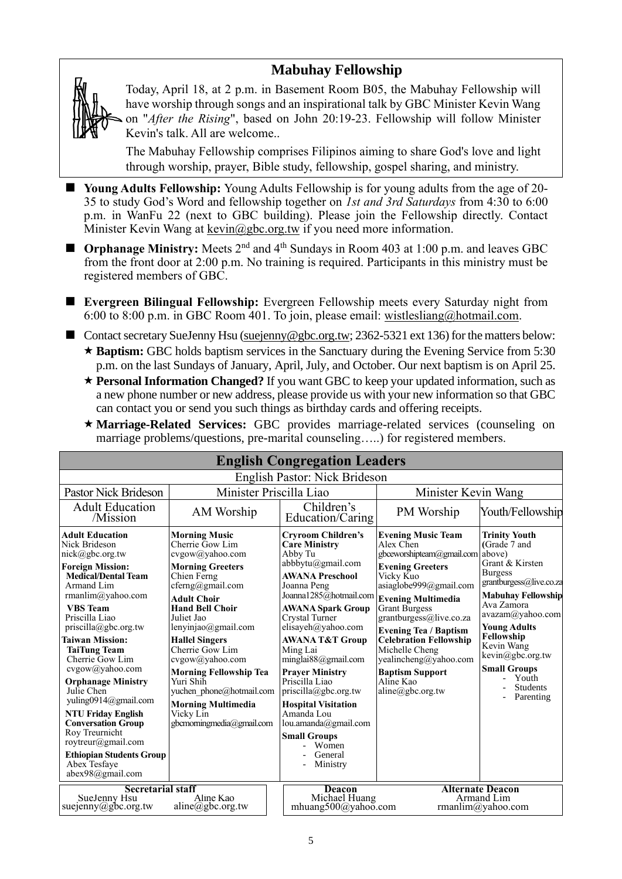## Mabuhay Fellowship

Today, April 18, at 2 p.m. in Basement Room B05, the Mabuhay Fellowship will have worship through songs and an inspirational talk by GBC Minister Kevin Wang on "*After the Rising*", based on John 20:19-23. Fellowship will follow Minister Kevin's talk. All are welcome..

The Mabuhay Fellowship comprises Filipinos aiming to share God's love and light through worship, prayer, Bible study, fellowship, gospel sharing, and ministry.

- **Young Adults Fellowship:** Young Adults Fellowship is for young adults from the age of 20-35 to study God's Word and fellowship together on *1st and 3rd Saturdays* from 4:30 to 6:00 p.m. in WanFu 22 (next to GBC building). Please join the Fellowship directly. Contact Minister Kevin Wang at kevin@gbc.org.tw if you need more information.
- **Orphanage Ministry:** Meets 2nd and 4th Sundays in Room 403 at 1:00 p.m. and leaves GBC from the front door at 2:00 p.m. No training is required. Participants in this ministry must be registered members of GBC.
- **Evergreen Bilingual Fellowship:** Evergreen Fellowship meets every Saturday night from 6:00 to 8:00 p.m. in GBC Room 401. To join, please email: wistlesliang@hotmail.com.
- Contact secretary SueJenny Hsu (suejenny@gbc.org.tw; 2362-5321 ext 136) for the matters below:
  - ★ **Baptism:** GBC holds baptism services in the Sanctuary during the Evening Service from 5:30 p.m. on the last Sundays of January, April, July, and October. Our next baptism is on April 25.
  - ★ **Personal Information Changed?** If you want GBC to keep your updated information, such as a new phone number or new address, please provide us with your new information so that GBC can contact you or send you such things as birthday cards and offering receipts.
  - ★ **Marriage-Related Services:** GBC provides marriage-related services (counseling on marriage problems/questions, pre-marital counseling…..) for registered members.

## English Congregation Leaders

English Pastor: Nick Brideson

| Pastor Nick Brideson | Minister Priscilla Liao | | Minister Kevin Wang | |
|---|---|---|---|---|
| Adult Education /Mission | AM Worship | Children's Education/Caring | PM Worship | Youth/Fellowship |
| **Adult Education** Nick Brideson nick@gbc.org.tw<br>**Foreign Mission:**<br>**Medical/Dental Team** Armand Lim rmanlim@yahoo.com<br>**VBS Team** Priscilla Liao priscilla@gbc.org.tw<br>**Taiwan Mission:**<br>**TaiTung Team** Cherrie Gow Lim cvgow@yahoo.com<br>**Orphanage Ministry** Julie Chen yuling0914@gmail.com<br>**NTU Friday English Conversation Group** Roy Treurnicht roytreur@gmail.com<br>**Ethiopian Students Group** Abex Tesfaye abex98@gmail.com | **Morning Music** Cherrie Gow Lim cvgow@yahoo.com<br>**Morning Greeters** Chien Ferng cferng@gmail.com<br>**Adult Choir**<br>**Hand Bell Choir** Juliet Jao lenyinjao@gmail.com<br>**Hallel Singers** Cherrie Gow Lim cvgow@yahoo.com<br>**Morning Fellowship Tea** Yuri Shih yuchen_phone@hotmail.com<br>**Morning Multimedia** Vicky Lin gbcmorningmedia@gmail.com | **Cryroom Children's Care Ministry** Abby Tu abbbytu@gmail.com<br>**AWANA Preschool** Joanna Peng Joanna1285@hotmail.com<br>**AWANA Spark Group** Crystal Turner elisayeh@yahoo.com<br>**AWANA T&T Group** Ming Lai minglai88@gmail.com<br>**Prayer Ministry** Priscilla Liao priscilla@gbc.org.tw<br>**Hospital Visitation** Amanda Lou lou.amanda@gmail.com<br>**Small Groups**<br>- Women<br>- General<br>- Ministry | **Evening Music Team** Alex Chen gbceworshipteam@gmail.com<br>**Evening Greeters** Vicky Kuo asiaglobe999@gmail.com<br>**Evening Multimedia** Grant Burgess grantburgess@live.co.za<br>**Evening Tea / Baptism Celebration Fellowship** Michelle Cheng yealincheng@yahoo.com<br>**Baptism Support** Aline Kao aline@gbc.org.tw | **Trinity Youth** (Grade 7 and above) Grant & Kirsten Burgess grantburgess@live.co.za<br>**Mabuhay Fellowship** Ava Zamora avazam@yahoo.com<br>**Young Adults Fellowship** Kevin Wang kevin@gbc.org.tw<br>**Small Groups**<br>- Youth<br>- Students<br>- Parenting |

| Secretarial staff | | Deacon | Alternate Deacon |
|---|---|---|---|
| SueJenny Hsu suejenny@gbc.org.tw | Aline Kao aline@gbc.org.tw | Michael Huang mhuang500@yahoo.com | Armand Lim rmanlim@yahoo.com |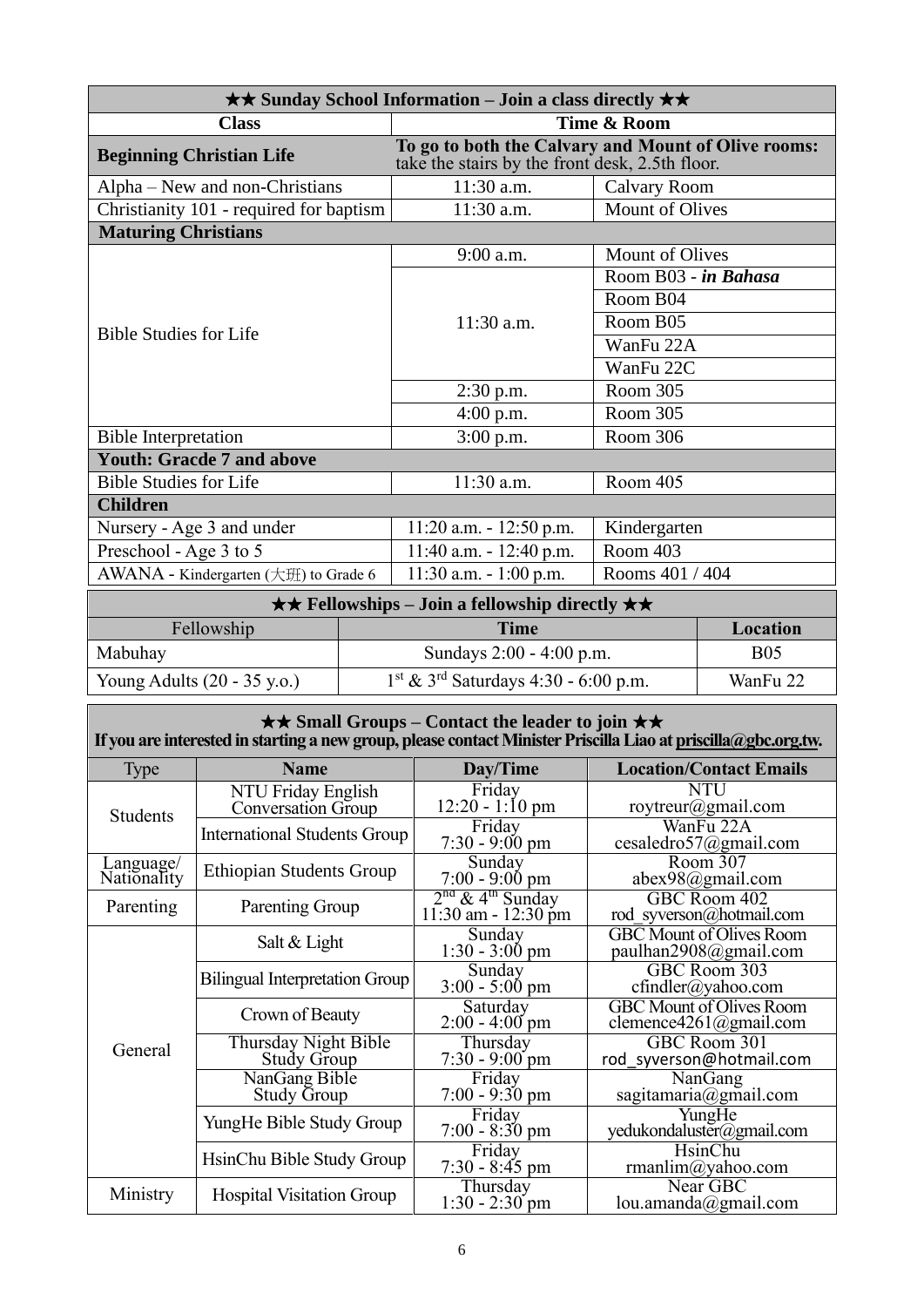| ★★ Sunday School Information – Join a class directly ★★ | | |
|---|---|---|
| **Class** | **Time & Room** | |
| **Beginning Christian Life** | **To go to both the Calvary and Mount of Olive rooms:** take the stairs by the front desk, 2.5th floor. | |
| Alpha – New and non-Christians | 11:30 a.m. | Calvary Room |
| Christianity 101 - required for baptism | 11:30 a.m. | Mount of Olives |
| **Maturing Christians** | | |
| Bible Studies for Life | 9:00 a.m. | Mount of Olives |
| | 11:30 a.m. | Room B03 - ***in Bahasa*** |
| | | Room B04 |
| | | Room B05 |
| | | WanFu 22A |
| | | WanFu 22C |
| | 2:30 p.m. | Room 305 |
| | 4:00 p.m. | Room 305 |
| Bible Interpretation | 3:00 p.m. | Room 306 |
| **Youth: Gracde 7 and above** | | |
| Bible Studies for Life | 11:30 a.m. | Room 405 |
| **Children** | | |
| Nursery - Age 3 and under | 11:20 a.m. - 12:50 p.m. | Kindergarten |
| Preschool - Age 3 to 5 | 11:40 a.m. - 12:40 p.m. | Room 403 |
| AWANA - Kindergarten (大班) to Grade 6 | 11:30 a.m. - 1:00 p.m. | Rooms 401 / 404 |

| ★★ Fellowships – Join a fellowship directly ★★ | | |
|---|---|---|
| Fellowship | **Time** | **Location** |
| Mabuhay | Sundays 2:00 - 4:00 p.m. | B05 |
| Young Adults (20 - 35 y.o.) | 1st & 3rd Saturdays 4:30 - 6:00 p.m. | WanFu 22 |

**★★ Small Groups – Contact the leader to join ★★**

**If you are interested in starting a new group, please contact Minister Priscilla Liao at priscilla@gbc.org.tw.**

| Type | Name | Day/Time | Location/Contact Emails |
|---|---|---|---|
| Students | NTU Friday English Conversation Group | Friday 12:20 - 1:10 pm | NTU roytreur@gmail.com |
| | International Students Group | Friday 7:30 - 9:00 pm | WanFu 22A cesaledro57@gmail.com |
| Language/ Nationality | Ethiopian Students Group | Sunday 7:00 - 9:00 pm | Room 307 abex98@gmail.com |
| Parenting | Parenting Group | 2nd & 4th Sunday 11:30 am - 12:30 pm | GBC Room 402 rod_syverson@hotmail.com |
| General | Salt & Light | Sunday 1:30 - 3:00 pm | GBC Mount of Olives Room paulhan2908@gmail.com |
| | Bilingual Interpretation Group | Sunday 3:00 - 5:00 pm | GBC Room 303 cfindler@yahoo.com |
| | Crown of Beauty | Saturday 2:00 - 4:00 pm | GBC Mount of Olives Room clemence4261@gmail.com |
| | Thursday Night Bible Study Group | Thursday 7:30 - 9:00 pm | GBC Room 301 rod_syverson@hotmail.com |
| | NanGang Bible Study Group | Friday 7:00 - 9:30 pm | NanGang sagitamaria@gmail.com |
| | YungHe Bible Study Group | Friday 7:00 - 8:30 pm | YungHe yedukondaluster@gmail.com |
| | HsinChu Bible Study Group | Friday 7:30 - 8:45 pm | HsinChu rmanlim@yahoo.com |
| Ministry | Hospital Visitation Group | Thursday 1:30 - 2:30 pm | Near GBC lou.amanda@gmail.com |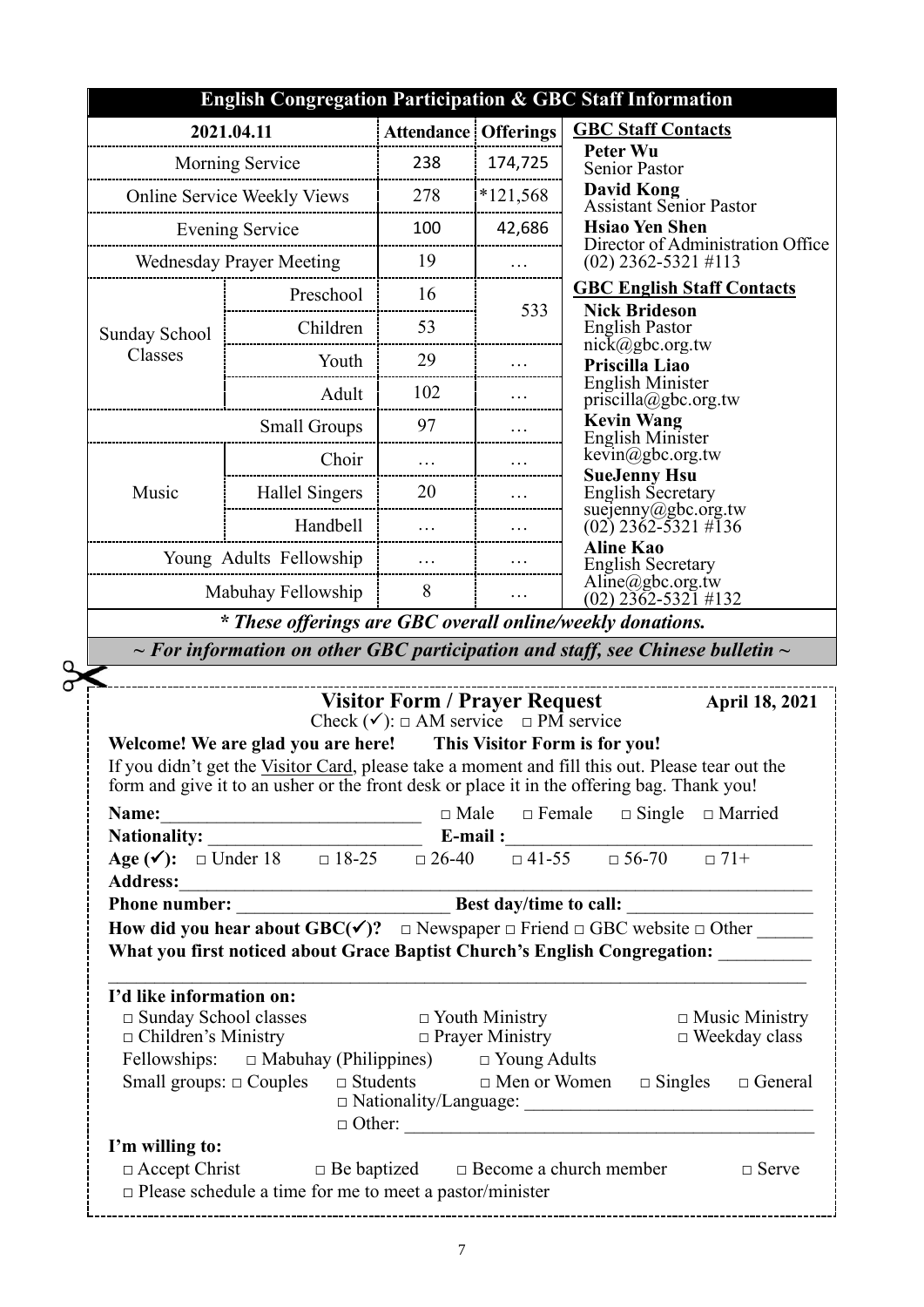## English Congregation Participation & GBC Staff Information

| 2021.04.11 | | Attendance | Offerings |
|---|---|---|---|
| Morning Service | | 238 | 174,725 |
| Online Service Weekly Views | | 278 | *121,568 |
| Evening Service | | 100 | 42,686 |
| Wednesday Prayer Meeting | | 19 | … |
| Sunday School Classes | Preschool | 16 | 533 |
| | Children | 53 | |
| | Youth | 29 | … |
| | Adult | 102 | … |
| Small Groups | | 97 | … |
| Music | Choir | … | … |
| | Hallel Singers | 20 | … |
| | Handbell | … | … |
| Young Adults Fellowship | | … | … |
| Mabuhay Fellowship | | 8 | … |

**GBC Staff Contacts**

**Peter Wu**
Senior Pastor

**David Kong**
Assistant Senior Pastor

**Hsiao Yen Shen**
Director of Administration Office
(02) 2362-5321 #113

**GBC English Staff Contacts**

**Nick Brideson**
English Pastor
nick@gbc.org.tw

**Priscilla Liao**
English Minister
priscilla@gbc.org.tw

**Kevin Wang**
English Minister
kevin@gbc.org.tw

**SueJenny Hsu**
English Secretary
suejenny@gbc.org.tw
(02) 2362-5321 #136

**Aline Kao**
English Secretary
Aline@gbc.org.tw
(02) 2362-5321 #132

***\* These offerings are GBC overall online/weekly donations.***

***~ For information on other GBC participation and staff, see Chinese bulletin ~***

---

### Visitor Form / Prayer Request

**April 18, 2021**

Check (✓): □ AM service □ PM service

**Welcome! We are glad you are here! This Visitor Form is for you!**

If you didn't get the Visitor Card, please take a moment and fill this out. Please tear out the form and give it to an usher or the front desk or place it in the offering bag. Thank you!

**Name:**____________________________ □ Male □ Female □ Single □ Married

**Nationality:** ______________________ **E-mail :**________________________________

**Age (✓):** □ Under 18 □ 18-25 □ 26-40 □ 41-55 □ 56-70 □ 71+

**Address:**________________________________________________________________

**Phone number:** _______________________ **Best day/time to call:** ___________________

**How did you hear about GBC(✓)?** □ Newspaper □ Friend □ GBC website □ Other ______

**What you first noticed about Grace Baptist Church's English Congregation:** __________

______________________________________________________________________________

**I'd like information on:**

□ Sunday School classes □ Youth Ministry □ Music Ministry
□ Children's Ministry □ Prayer Ministry □ Weekday class

Fellowships: □ Mabuhay (Philippines) □ Young Adults

Small groups: □ Couples □ Students □ Men or Women □ Singles □ General
□ Nationality/Language: ________________________________
□ Other: ______________________________________________

**I'm willing to:**

□ Accept Christ □ Be baptized □ Become a church member □ Serve

□ Please schedule a time for me to meet a pastor/minister